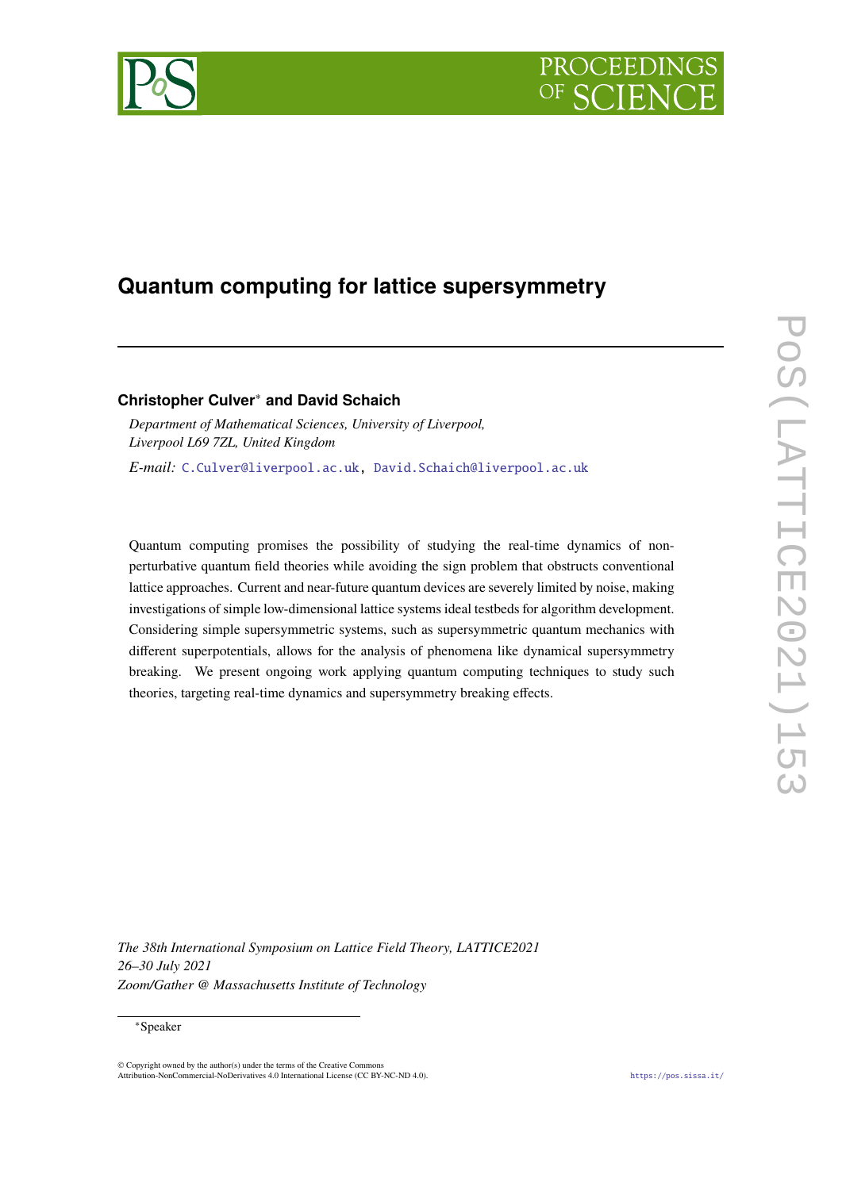# Quantum computing for lattice supersymmetry

**Christopher Culver[*] and David Schaich**

*Department of Mathematical Sciences, University of Liverpool,*
*Liverpool L69 7ZL, United Kingdom*

*E-mail:* C.Culver@liverpool.ac.uk, David.Schaich@liverpool.ac.uk

Quantum computing promises the possibility of studying the real-time dynamics of non-perturbative quantum field theories while avoiding the sign problem that obstructs conventional lattice approaches. Current and near-future quantum devices are severely limited by noise, making investigations of simple low-dimensional lattice systems ideal testbeds for algorithm development. Considering simple supersymmetric systems, such as supersymmetric quantum mechanics with different superpotentials, allows for the analysis of phenomena like dynamical supersymmetry breaking. We present ongoing work applying quantum computing techniques to study such theories, targeting real-time dynamics and supersymmetry breaking effects.

*The 38th International Symposium on Lattice Field Theory, LATTICE2021*
*26–30 July 2021*
*Zoom/Gather @ Massachusetts Institute of Technology*

[*]Speaker

© Copyright owned by the author(s) under the terms of the Creative Commons Attribution-NonCommercial-NoDerivatives 4.0 International License (CC BY-NC-ND 4.0).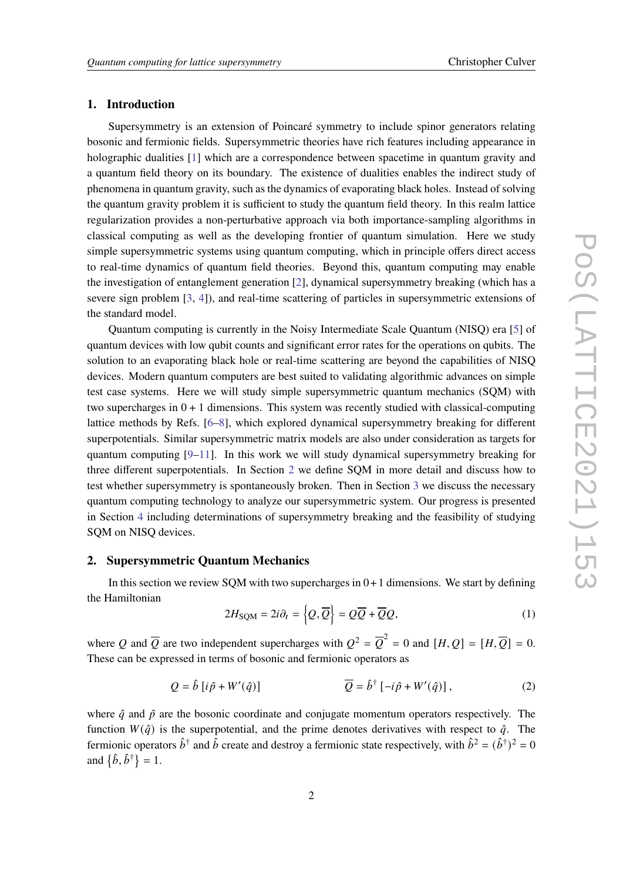## 1. Introduction

Supersymmetry is an extension of Poincaré symmetry to include spinor generators relating bosonic and fermionic fields. Supersymmetric theories have rich features including appearance in holographic dualities [1] which are a correspondence between spacetime in quantum gravity and a quantum field theory on its boundary. The existence of dualities enables the indirect study of phenomena in quantum gravity, such as the dynamics of evaporating black holes. Instead of solving the quantum gravity problem it is sufficient to study the quantum field theory. In this realm lattice regularization provides a non-perturbative approach via both importance-sampling algorithms in classical computing as well as the developing frontier of quantum simulation. Here we study simple supersymmetric systems using quantum computing, which in principle offers direct access to real-time dynamics of quantum field theories. Beyond this, quantum computing may enable the investigation of entanglement generation [2], dynamical supersymmetry breaking (which has a severe sign problem [3, 4]), and real-time scattering of particles in supersymmetric extensions of the standard model.

Quantum computing is currently in the Noisy Intermediate Scale Quantum (NISQ) era [5] of quantum devices with low qubit counts and significant error rates for the operations on qubits. The solution to an evaporating black hole or real-time scattering are beyond the capabilities of NISQ devices. Modern quantum computers are best suited to validating algorithmic advances on simple test case systems. Here we will study simple supersymmetric quantum mechanics (SQM) with two supercharges in $0+1$ dimensions. This system was recently studied with classical-computing lattice methods by Refs. [6–8], which explored dynamical supersymmetry breaking for different superpotentials. Similar supersymmetric matrix models are also under consideration as targets for quantum computing [9–11]. In this work we will study dynamical supersymmetry breaking for three different superpotentials. In Section 2 we define SQM in more detail and discuss how to test whether supersymmetry is spontaneously broken. Then in Section 3 we discuss the necessary quantum computing technology to analyze our supersymmetric system. Our progress is presented in Section 4 including determinations of supersymmetry breaking and the feasibility of studying SQM on NISQ devices.

## 2. Supersymmetric Quantum Mechanics

In this section we review SQM with two supercharges in $0+1$ dimensions. We start by defining the Hamiltonian

$$2H_{\text{SQM}} = 2i\partial_t = \left\{Q, \overline{Q}\right\} = Q\overline{Q} + \overline{Q}Q, \tag{1}$$

where $Q$ and $\overline{Q}$ are two independent supercharges with $Q^2 = \overline{Q}^2 = 0$ and $[H, Q] = [H, \overline{Q}] = 0$. These can be expressed in terms of bosonic and fermionic operators as

$$Q = \hat{b}\,[i\hat{p} + W'(\hat{q})] \qquad\qquad \overline{Q} = \hat{b}^\dagger\,[-i\hat{p} + W'(\hat{q})]\,, \tag{2}$$

where $\hat{q}$ and $\hat{p}$ are the bosonic coordinate and conjugate momentum operators respectively. The function $W(\hat{q})$ is the superpotential, and the prime denotes derivatives with respect to $\hat{q}$. The fermionic operators $\hat{b}^\dagger$ and $\hat{b}$ create and destroy a fermionic state respectively, with $\hat{b}^2 = (\hat{b}^\dagger)^2 = 0$ and $\left\{\hat{b}, \hat{b}^\dagger\right\} = 1$.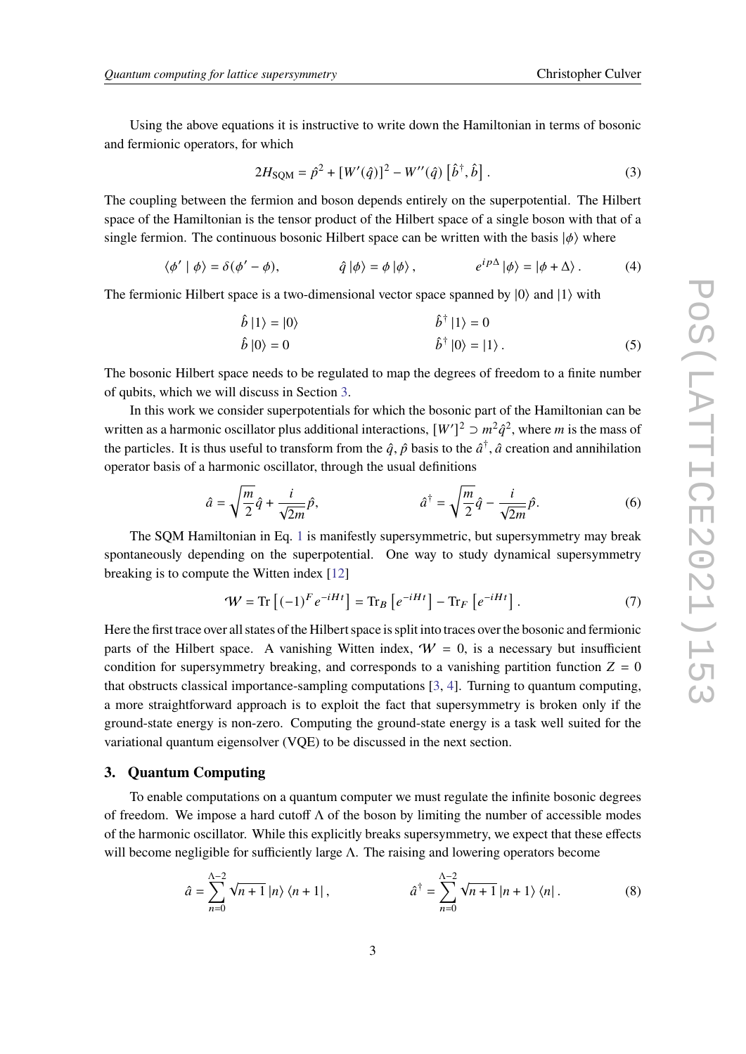Using the above equations it is instructive to write down the Hamiltonian in terms of bosonic and fermionic operators, for which

$$2H_{\text{SQM}} = \hat{p}^2 + [W'(\hat{q})]^2 - W''(\hat{q}) \left[\hat{b}^\dagger, \hat{b}\right]. \tag{3}$$

The coupling between the fermion and boson depends entirely on the superpotential. The Hilbert space of the Hamiltonian is the tensor product of the Hilbert space of a single boson with that of a single fermion. The continuous bosonic Hilbert space can be written with the basis $|\phi\rangle$ where

$$\langle \phi' \mid \phi \rangle = \delta(\phi' - \phi), \qquad \hat{q}\,|\phi\rangle = \phi\,|\phi\rangle, \qquad e^{ip\Delta}\,|\phi\rangle = |\phi + \Delta\rangle. \tag{4}$$

The fermionic Hilbert space is a two-dimensional vector space spanned by $|0\rangle$ and $|1\rangle$ with

$$\begin{aligned} \hat{b}\,|1\rangle &= |0\rangle \qquad & \hat{b}^\dagger\,|1\rangle &= 0 \\ \hat{b}\,|0\rangle &= 0 \qquad & \hat{b}^\dagger\,|0\rangle &= |1\rangle. \end{aligned} \tag{5}$$

The bosonic Hilbert space needs to be regulated to map the degrees of freedom to a finite number of qubits, which we will discuss in Section 3.

In this work we consider superpotentials for which the bosonic part of the Hamiltonian can be written as a harmonic oscillator plus additional interactions, $[W']^2 \supset m^2\hat{q}^2$, where $m$ is the mass of the particles. It is thus useful to transform from the $\hat{q}, \hat{p}$ basis to the $\hat{a}^\dagger, \hat{a}$ creation and annihilation operator basis of a harmonic oscillator, through the usual definitions

$$\hat{a} = \sqrt{\frac{m}{2}}\hat{q} + \frac{i}{\sqrt{2m}}\hat{p}, \qquad \hat{a}^\dagger = \sqrt{\frac{m}{2}}\hat{q} - \frac{i}{\sqrt{2m}}\hat{p}. \tag{6}$$

The SQM Hamiltonian in Eq. 1 is manifestly supersymmetric, but supersymmetry may break spontaneously depending on the superpotential. One way to study dynamical supersymmetry breaking is to compute the Witten index [12]

$$\mathcal{W} = \text{Tr}\left[(-1)^F e^{-iHt}\right] = \text{Tr}_B\left[e^{-iHt}\right] - \text{Tr}_F\left[e^{-iHt}\right]. \tag{7}$$

Here the first trace over all states of the Hilbert space is split into traces over the bosonic and fermionic parts of the Hilbert space. A vanishing Witten index, $\mathcal{W} = 0$, is a necessary but insufficient condition for supersymmetry breaking, and corresponds to a vanishing partition function $Z = 0$ that obstructs classical importance-sampling computations [3, 4]. Turning to quantum computing, a more straightforward approach is to exploit the fact that supersymmetry is broken only if the ground-state energy is non-zero. Computing the ground-state energy is a task well suited for the variational quantum eigensolver (VQE) to be discussed in the next section.

## 3. Quantum Computing

To enable computations on a quantum computer we must regulate the infinite bosonic degrees of freedom. We impose a hard cutoff $\Lambda$ of the boson by limiting the number of accessible modes of the harmonic oscillator. While this explicitly breaks supersymmetry, we expect that these effects will become negligible for sufficiently large $\Lambda$. The raising and lowering operators become

$$\hat{a} = \sum_{n=0}^{\Lambda-2} \sqrt{n+1}\,|n\rangle\langle n+1|, \qquad \hat{a}^\dagger = \sum_{n=0}^{\Lambda-2} \sqrt{n+1}\,|n+1\rangle\langle n|. \tag{8}$$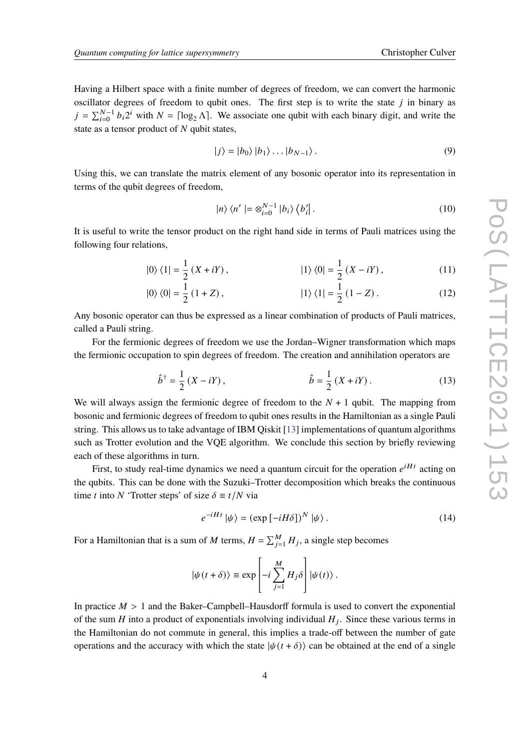Having a Hilbert space with a finite number of degrees of freedom, we can convert the harmonic oscillator degrees of freedom to qubit ones. The first step is to write the state $j$ in binary as $j = \sum_{i=0}^{N-1} b_i 2^i$ with $N = \lceil \log_2 \Lambda \rceil$. We associate one qubit with each binary digit, and write the state as a tensor product of $N$ qubit states,

$$|j\rangle = |b_0\rangle |b_1\rangle \dots |b_{N-1}\rangle . \tag{9}$$

Using this, we can translate the matrix element of any bosonic operator into its representation in terms of the qubit degrees of freedom,

$$|n\rangle \langle n'| = \otimes_{i=0}^{N-1} |b_i\rangle \langle b_i'| . \tag{10}$$

It is useful to write the tensor product on the right hand side in terms of Pauli matrices using the following four relations,

$$|0\rangle \langle 1| = \frac{1}{2}(X + iY), \qquad |1\rangle \langle 0| = \frac{1}{2}(X - iY), \tag{11}$$

$$|0\rangle \langle 0| = \frac{1}{2}(1 + Z), \qquad |1\rangle \langle 1| = \frac{1}{2}(1 - Z). \tag{12}$$

Any bosonic operator can thus be expressed as a linear combination of products of Pauli matrices, called a Pauli string.

For the fermionic degrees of freedom we use the Jordan–Wigner transformation which maps the fermionic occupation to spin degrees of freedom. The creation and annihilation operators are

$$\hat{b}^\dagger = \frac{1}{2}(X - iY), \qquad \hat{b} = \frac{1}{2}(X + iY). \tag{13}$$

We will always assign the fermionic degree of freedom to the $N + 1$ qubit. The mapping from bosonic and fermionic degrees of freedom to qubit ones results in the Hamiltonian as a single Pauli string. This allows us to take advantage of IBM Qiskit [13] implementations of quantum algorithms such as Trotter evolution and the VQE algorithm. We conclude this section by briefly reviewing each of these algorithms in turn.

First, to study real-time dynamics we need a quantum circuit for the operation $e^{iHt}$ acting on the qubits. This can be done with the Suzuki–Trotter decomposition which breaks the continuous time $t$ into $N$ 'Trotter steps' of size $\delta \equiv t/N$ via

$$e^{-iHt} |\psi\rangle = \left(\exp\left[-iH\delta\right]\right)^N |\psi\rangle . \tag{14}$$

For a Hamiltonian that is a sum of $M$ terms, $H = \sum_{j=1}^{M} H_j$, a single step becomes

$$|\psi(t + \delta)\rangle \equiv \exp\left[-i \sum_{j=1}^{M} H_j \delta\right] |\psi(t)\rangle .$$

In practice $M > 1$ and the Baker–Campbell–Hausdorff formula is used to convert the exponential of the sum $H$ into a product of exponentials involving individual $H_j$. Since these various terms in the Hamiltonian do not commute in general, this implies a trade-off between the number of gate operations and the accuracy with which the state $|\psi(t + \delta)\rangle$ can be obtained at the end of a single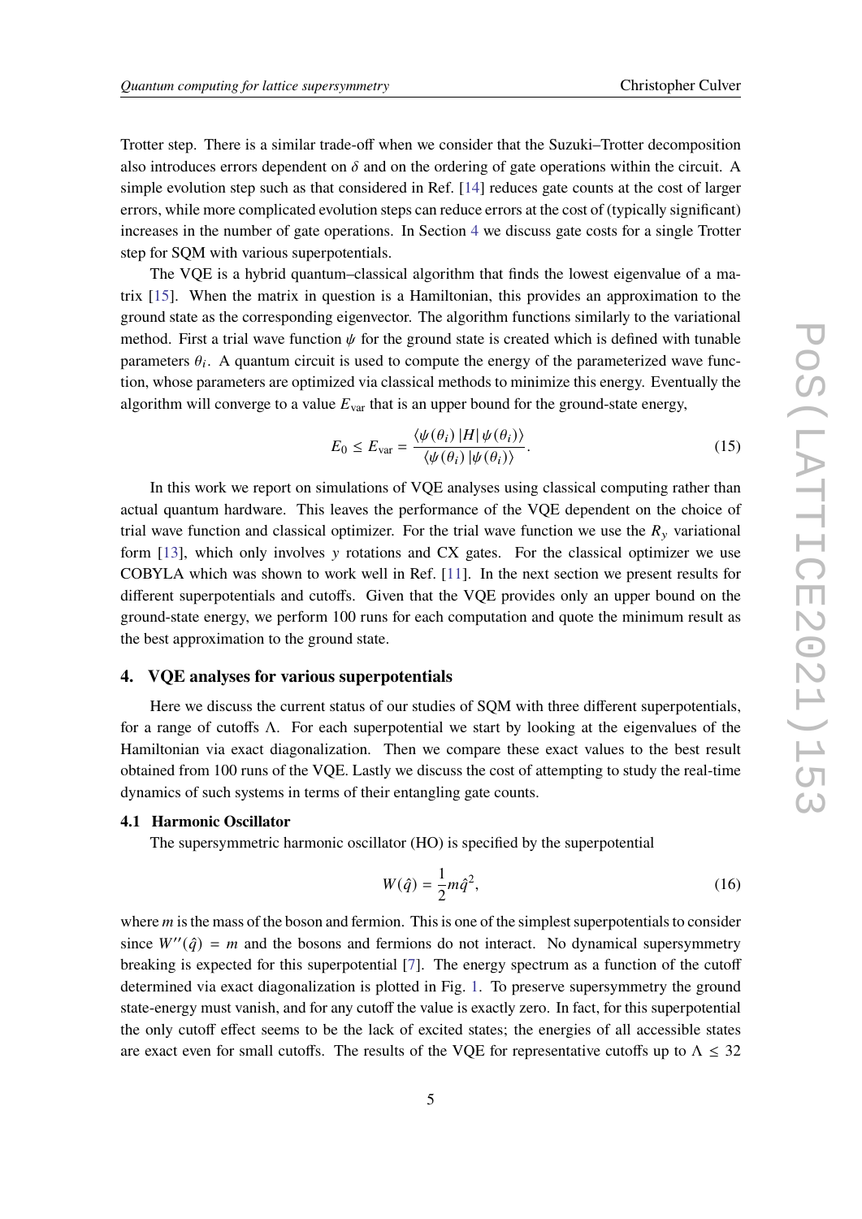Trotter step. There is a similar trade-off when we consider that the Suzuki–Trotter decomposition also introduces errors dependent on $\delta$ and on the ordering of gate operations within the circuit. A simple evolution step such as that considered in Ref. [14] reduces gate counts at the cost of larger errors, while more complicated evolution steps can reduce errors at the cost of (typically significant) increases in the number of gate operations. In Section 4 we discuss gate costs for a single Trotter step for SQM with various superpotentials.

The VQE is a hybrid quantum–classical algorithm that finds the lowest eigenvalue of a matrix [15]. When the matrix in question is a Hamiltonian, this provides an approximation to the ground state as the corresponding eigenvector. The algorithm functions similarly to the variational method. First a trial wave function $\psi$ for the ground state is created which is defined with tunable parameters $\theta_i$. A quantum circuit is used to compute the energy of the parameterized wave function, whose parameters are optimized via classical methods to minimize this energy. Eventually the algorithm will converge to a value $E_{\text{var}}$ that is an upper bound for the ground-state energy,

$$E_0 \leq E_{\text{var}} = \frac{\langle \psi(\theta_i) \, | H | \, \psi(\theta_i) \rangle}{\langle \psi(\theta_i) \, | \psi(\theta_i) \rangle}. \tag{15}$$

In this work we report on simulations of VQE analyses using classical computing rather than actual quantum hardware. This leaves the performance of the VQE dependent on the choice of trial wave function and classical optimizer. For the trial wave function we use the $R_y$ variational form [13], which only involves $y$ rotations and CX gates. For the classical optimizer we use COBYLA which was shown to work well in Ref. [11]. In the next section we present results for different superpotentials and cutoffs. Given that the VQE provides only an upper bound on the ground-state energy, we perform 100 runs for each computation and quote the minimum result as the best approximation to the ground state.

## 4. VQE analyses for various superpotentials

Here we discuss the current status of our studies of SQM with three different superpotentials, for a range of cutoffs $\Lambda$. For each superpotential we start by looking at the eigenvalues of the Hamiltonian via exact diagonalization. Then we compare these exact values to the best result obtained from 100 runs of the VQE. Lastly we discuss the cost of attempting to study the real-time dynamics of such systems in terms of their entangling gate counts.

### 4.1 Harmonic Oscillator

The supersymmetric harmonic oscillator (HO) is specified by the superpotential

$$W(\hat{q}) = \frac{1}{2} m \hat{q}^2, \tag{16}$$

where $m$ is the mass of the boson and fermion. This is one of the simplest superpotentials to consider since $W''(\hat{q}) = m$ and the bosons and fermions do not interact. No dynamical supersymmetry breaking is expected for this superpotential [7]. The energy spectrum as a function of the cutoff determined via exact diagonalization is plotted in Fig. 1. To preserve supersymmetry the ground state-energy must vanish, and for any cutoff the value is exactly zero. In fact, for this superpotential the only cutoff effect seems to be the lack of excited states; the energies of all accessible states are exact even for small cutoffs. The results of the VQE for representative cutoffs up to $\Lambda \leq 32$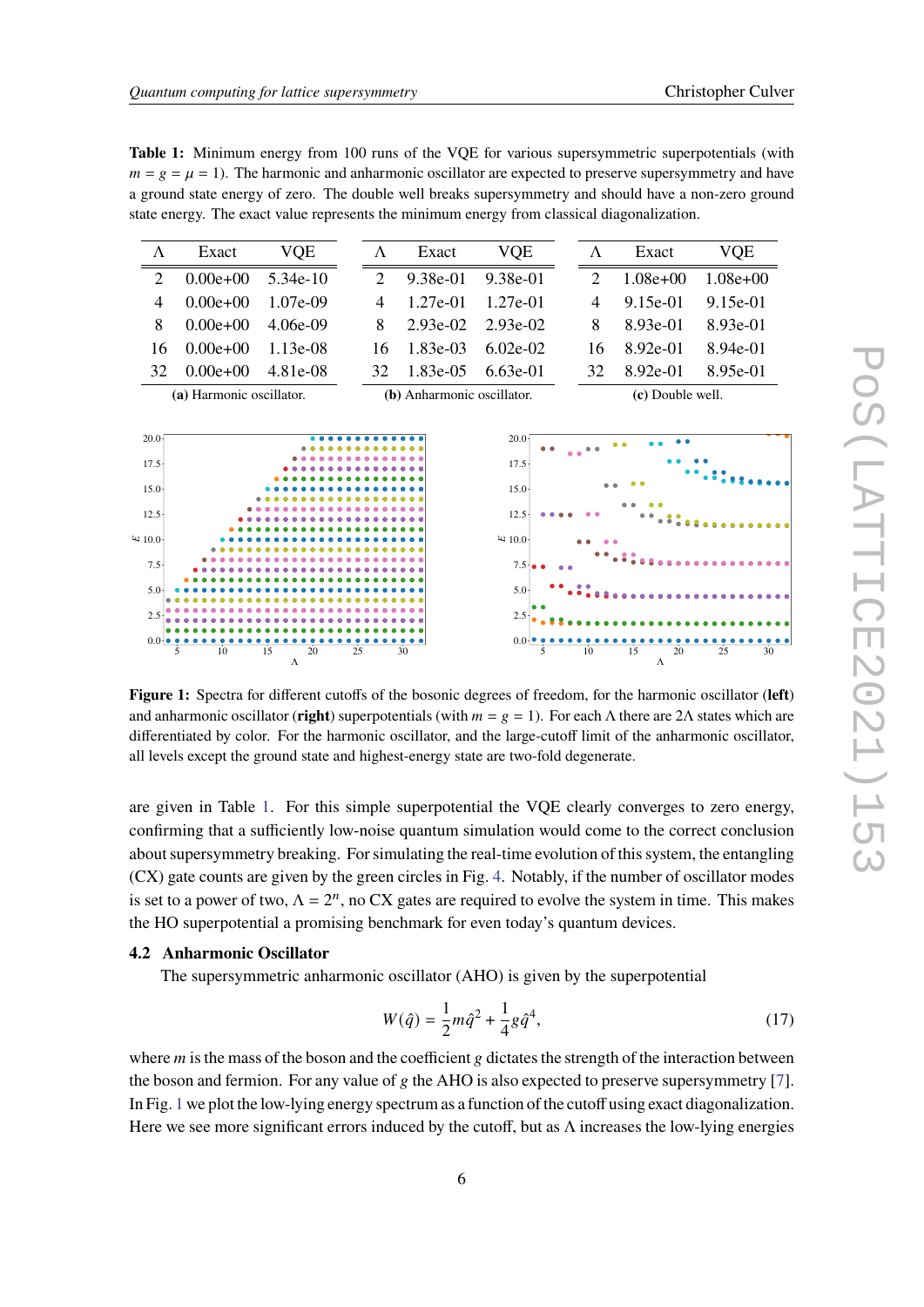**Table 1:** Minimum energy from 100 runs of the VQE for various supersymmetric superpotentials (with $m = g = \mu = 1$). The harmonic and anharmonic oscillator are expected to preserve supersymmetry and have a ground state energy of zero. The double well breaks supersymmetry and should have a non-zero ground state energy. The exact value represents the minimum energy from classical diagonalization.

| $\Lambda$ | Exact | VQE |
|---|---|---|
| 2 | 0.00e+00 | 5.34e-10 |
| 4 | 0.00e+00 | 1.07e-09 |
| 8 | 0.00e+00 | 4.06e-09 |
| 16 | 0.00e+00 | 1.13e-08 |
| 32 | 0.00e+00 | 4.81e-08 |

**(a)** Harmonic oscillator.

| $\Lambda$ | Exact | VQE |
|---|---|---|
| 2 | 9.38e-01 | 9.38e-01 |
| 4 | 1.27e-01 | 1.27e-01 |
| 8 | 2.93e-02 | 2.93e-02 |
| 16 | 1.83e-03 | 6.02e-02 |
| 32 | 1.83e-05 | 6.63e-01 |

**(b)** Anharmonic oscillator.

| $\Lambda$ | Exact | VQE |
|---|---|---|
| 2 | 1.08e+00 | 1.08e+00 |
| 4 | 9.15e-01 | 9.15e-01 |
| 8 | 8.93e-01 | 8.93e-01 |
| 16 | 8.92e-01 | 8.94e-01 |
| 32 | 8.92e-01 | 8.95e-01 |

**(c)** Double well.

**Figure 1:** Spectra for different cutoffs of the bosonic degrees of freedom, for the harmonic oscillator (**left**) and anharmonic oscillator (**right**) superpotentials (with $m = g = 1$). For each $\Lambda$ there are $2\Lambda$ states which are differentiated by color. For the harmonic oscillator, and the large-cutoff limit of the anharmonic oscillator, all levels except the ground state and highest-energy state are two-fold degenerate.

are given in Table 1. For this simple superpotential the VQE clearly converges to zero energy, confirming that a sufficiently low-noise quantum simulation would come to the correct conclusion about supersymmetry breaking. For simulating the real-time evolution of this system, the entangling (CX) gate counts are given by the green circles in Fig. 4. Notably, if the number of oscillator modes is set to a power of two, $\Lambda = 2^n$, no CX gates are required to evolve the system in time. This makes the HO superpotential a promising benchmark for even today's quantum devices.

### 4.2 Anharmonic Oscillator

The supersymmetric anharmonic oscillator (AHO) is given by the superpotential

$$W(\hat{q}) = \frac{1}{2}m\hat{q}^2 + \frac{1}{4}g\hat{q}^4, \tag{17}$$

where $m$ is the mass of the boson and the coefficient $g$ dictates the strength of the interaction between the boson and fermion. For any value of $g$ the AHO is also expected to preserve supersymmetry [7]. In Fig. 1 we plot the low-lying energy spectrum as a function of the cutoff using exact diagonalization. Here we see more significant errors induced by the cutoff, but as $\Lambda$ increases the low-lying energies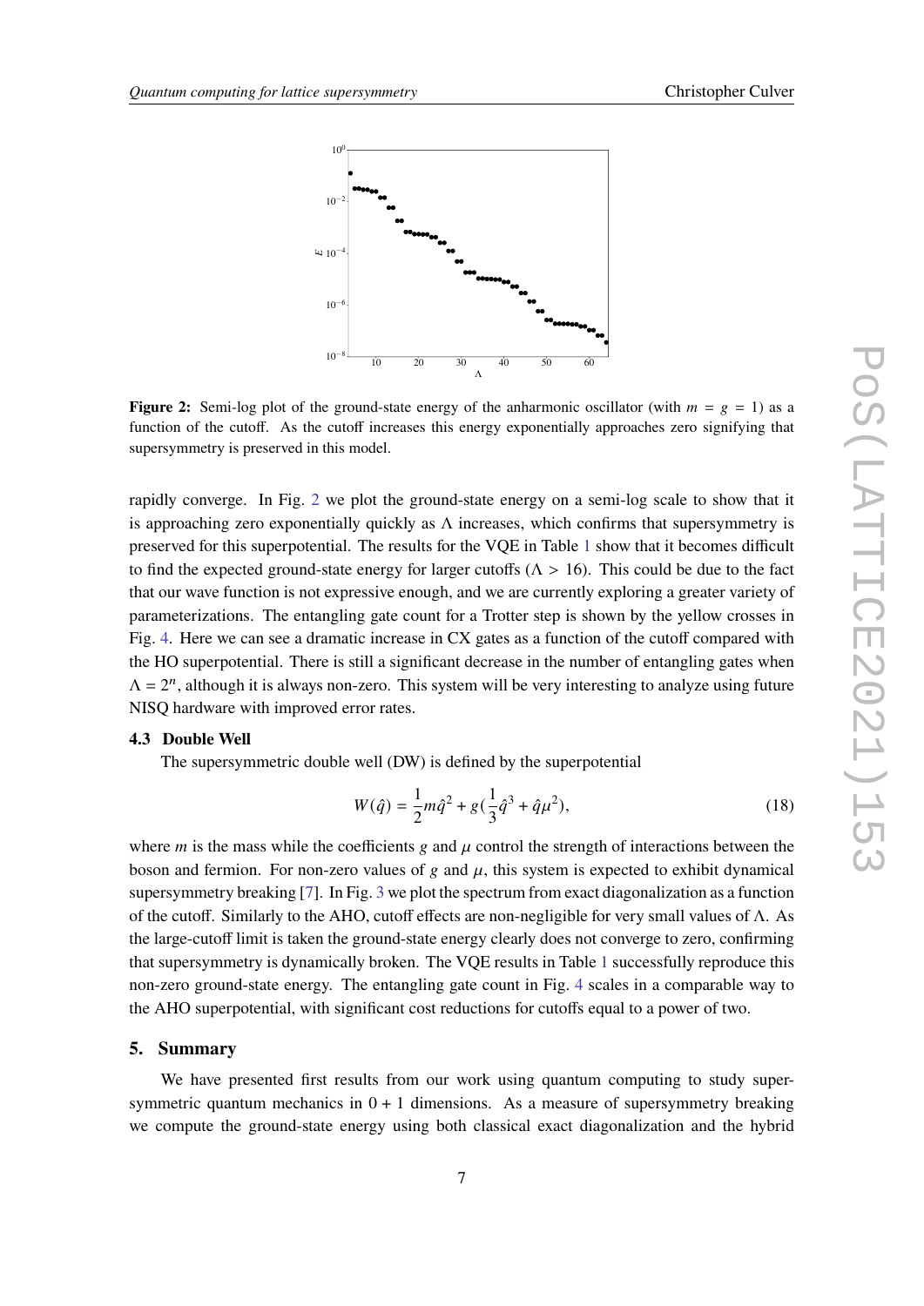**Figure 2:** Semi-log plot of the ground-state energy of the anharmonic oscillator (with $m = g = 1$) as a function of the cutoff. As the cutoff increases this energy exponentially approaches zero signifying that supersymmetry is preserved in this model.

rapidly converge. In Fig. 2 we plot the ground-state energy on a semi-log scale to show that it is approaching zero exponentially quickly as $\Lambda$ increases, which confirms that supersymmetry is preserved for this superpotential. The results for the VQE in Table 1 show that it becomes difficult to find the expected ground-state energy for larger cutoffs ($\Lambda > 16$). This could be due to the fact that our wave function is not expressive enough, and we are currently exploring a greater variety of parameterizations. The entangling gate count for a Trotter step is shown by the yellow crosses in Fig. 4. Here we can see a dramatic increase in CX gates as a function of the cutoff compared with the HO superpotential. There is still a significant decrease in the number of entangling gates when $\Lambda = 2^n$, although it is always non-zero. This system will be very interesting to analyze using future NISQ hardware with improved error rates.

### 4.3 Double Well

The supersymmetric double well (DW) is defined by the superpotential

$$W(\hat{q}) = \frac{1}{2}m\hat{q}^2 + g(\frac{1}{3}\hat{q}^3 + \hat{q}\mu^2), \tag{18}$$

where $m$ is the mass while the coefficients $g$ and $\mu$ control the strength of interactions between the boson and fermion. For non-zero values of $g$ and $\mu$, this system is expected to exhibit dynamical supersymmetry breaking [7]. In Fig. 3 we plot the spectrum from exact diagonalization as a function of the cutoff. Similarly to the AHO, cutoff effects are non-negligible for very small values of $\Lambda$. As the large-cutoff limit is taken the ground-state energy clearly does not converge to zero, confirming that supersymmetry is dynamically broken. The VQE results in Table 1 successfully reproduce this non-zero ground-state energy. The entangling gate count in Fig. 4 scales in a comparable way to the AHO superpotential, with significant cost reductions for cutoffs equal to a power of two.

## 5. Summary

We have presented first results from our work using quantum computing to study supersymmetric quantum mechanics in $0 + 1$ dimensions. As a measure of supersymmetry breaking we compute the ground-state energy using both classical exact diagonalization and the hybrid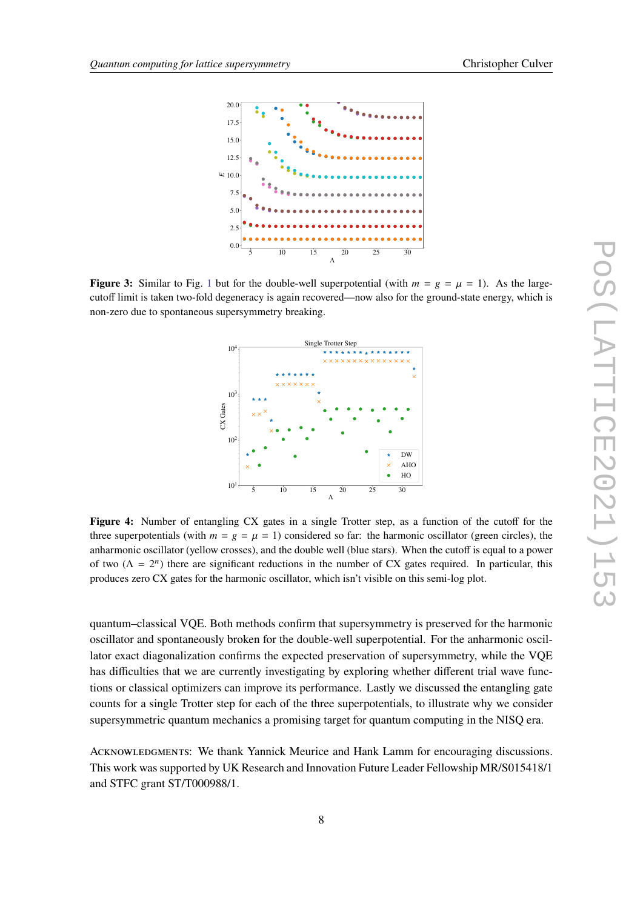**Figure 3:** Similar to Fig. 1 but for the double-well superpotential (with $m = g = \mu = 1$). As the large-cutoff limit is taken two-fold degeneracy is again recovered—now also for the ground-state energy, which is non-zero due to spontaneous supersymmetry breaking.

**Figure 4:** Number of entangling CX gates in a single Trotter step, as a function of the cutoff for the three superpotentials (with $m = g = \mu = 1$) considered so far: the harmonic oscillator (green circles), the anharmonic oscillator (yellow crosses), and the double well (blue stars). When the cutoff is equal to a power of two ($\Lambda = 2^n$) there are significant reductions in the number of CX gates required. In particular, this produces zero CX gates for the harmonic oscillator, which isn't visible on this semi-log plot.

quantum–classical VQE. Both methods confirm that supersymmetry is preserved for the harmonic oscillator and spontaneously broken for the double-well superpotential. For the anharmonic oscillator exact diagonalization confirms the expected preservation of supersymmetry, while the VQE has difficulties that we are currently investigating by exploring whether different trial wave functions or classical optimizers can improve its performance. Lastly we discussed the entangling gate counts for a single Trotter step for each of the three superpotentials, to illustrate why we consider supersymmetric quantum mechanics a promising target for quantum computing in the NISQ era.

Acknowledgments: We thank Yannick Meurice and Hank Lamm for encouraging discussions. This work was supported by UK Research and Innovation Future Leader Fellowship MR/S015418/1 and STFC grant ST/T000988/1.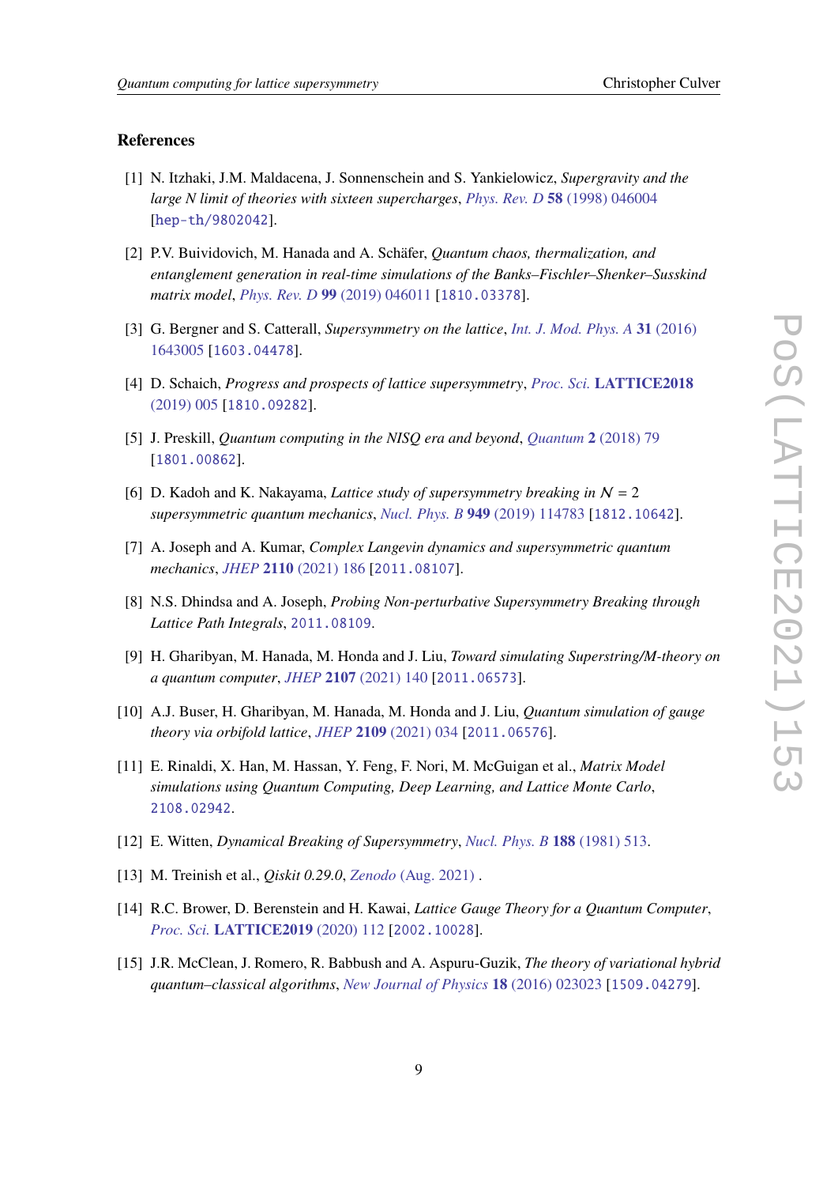## References

[1] N. Itzhaki, J.M. Maldacena, J. Sonnenschein and S. Yankielowicz, *Supergravity and the large N limit of theories with sixteen supercharges*, *Phys. Rev. D* **58** (1998) 046004 [hep-th/9802042].

[2] P.V. Buividovich, M. Hanada and A. Schäfer, *Quantum chaos, thermalization, and entanglement generation in real-time simulations of the Banks–Fischler–Shenker–Susskind matrix model*, *Phys. Rev. D* **99** (2019) 046011 [1810.03378].

[3] G. Bergner and S. Catterall, *Supersymmetry on the lattice*, *Int. J. Mod. Phys. A* **31** (2016) 1643005 [1603.04478].

[4] D. Schaich, *Progress and prospects of lattice supersymmetry*, *Proc. Sci.* **LATTICE2018** (2019) 005 [1810.09282].

[5] J. Preskill, *Quantum computing in the NISQ era and beyond*, *Quantum* **2** (2018) 79 [1801.00862].

[6] D. Kadoh and K. Nakayama, *Lattice study of supersymmetry breaking in $\mathcal{N} = 2$ supersymmetric quantum mechanics*, *Nucl. Phys. B* **949** (2019) 114783 [1812.10642].

[7] A. Joseph and A. Kumar, *Complex Langevin dynamics and supersymmetric quantum mechanics*, *JHEP* **2110** (2021) 186 [2011.08107].

[8] N.S. Dhindsa and A. Joseph, *Probing Non-perturbative Supersymmetry Breaking through Lattice Path Integrals*, 2011.08109.

[9] H. Gharibyan, M. Hanada, M. Honda and J. Liu, *Toward simulating Superstring/M-theory on a quantum computer*, *JHEP* **2107** (2021) 140 [2011.06573].

[10] A.J. Buser, H. Gharibyan, M. Hanada, M. Honda and J. Liu, *Quantum simulation of gauge theory via orbifold lattice*, *JHEP* **2109** (2021) 034 [2011.06576].

[11] E. Rinaldi, X. Han, M. Hassan, Y. Feng, F. Nori, M. McGuigan et al., *Matrix Model simulations using Quantum Computing, Deep Learning, and Lattice Monte Carlo*, 2108.02942.

[12] E. Witten, *Dynamical Breaking of Supersymmetry*, *Nucl. Phys. B* **188** (1981) 513.

[13] M. Treinish et al., *Qiskit 0.29.0*, *Zenodo* (Aug. 2021) .

[14] R.C. Brower, D. Berenstein and H. Kawai, *Lattice Gauge Theory for a Quantum Computer*, *Proc. Sci.* **LATTICE2019** (2020) 112 [2002.10028].

[15] J.R. McClean, J. Romero, R. Babbush and A. Aspuru-Guzik, *The theory of variational hybrid quantum–classical algorithms*, *New Journal of Physics* **18** (2016) 023023 [1509.04279].